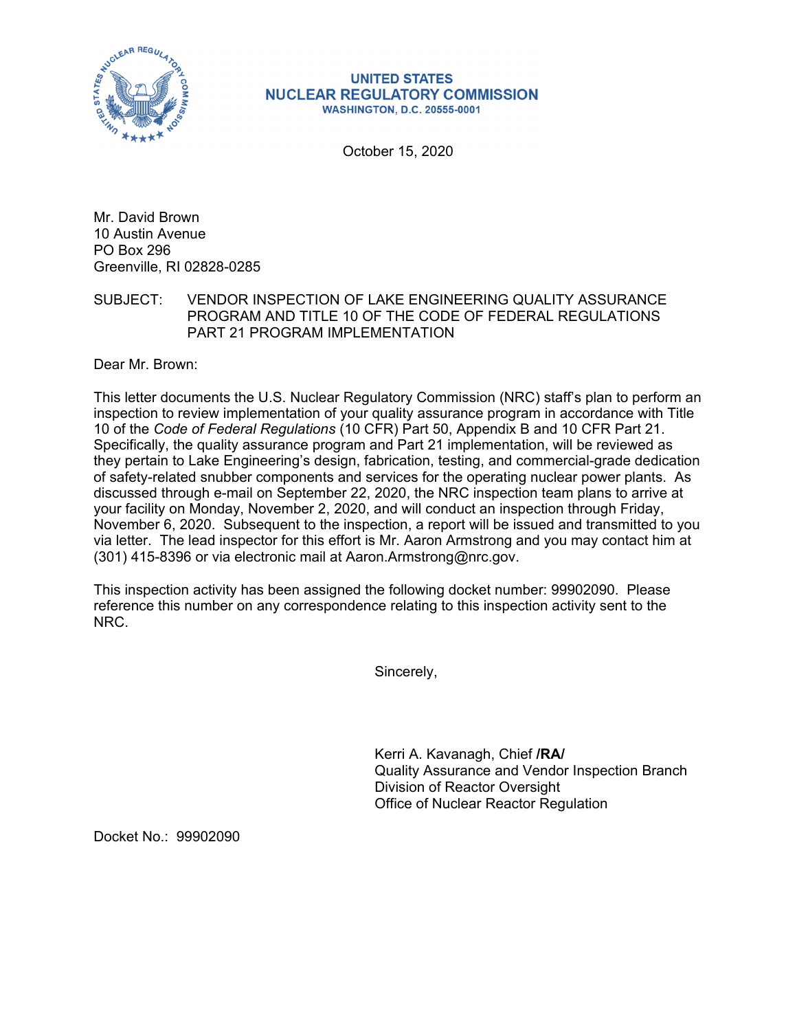**UNITED STATES**
**NUCLEAR REGULATORY COMMISSION**
**WASHINGTON, D.C. 20555-0001**

October 15, 2020

Mr. David Brown
10 Austin Avenue
PO Box 296
Greenville, RI 02828-0285

SUBJECT: VENDOR INSPECTION OF LAKE ENGINEERING QUALITY ASSURANCE PROGRAM AND TITLE 10 OF THE CODE OF FEDERAL REGULATIONS PART 21 PROGRAM IMPLEMENTATION

Dear Mr. Brown:

This letter documents the U.S. Nuclear Regulatory Commission (NRC) staff's plan to perform an inspection to review implementation of your quality assurance program in accordance with Title 10 of the *Code of Federal Regulations* (10 CFR) Part 50, Appendix B and 10 CFR Part 21. Specifically, the quality assurance program and Part 21 implementation, will be reviewed as they pertain to Lake Engineering's design, fabrication, testing, and commercial-grade dedication of safety-related snubber components and services for the operating nuclear power plants. As discussed through e-mail on September 22, 2020, the NRC inspection team plans to arrive at your facility on Monday, November 2, 2020, and will conduct an inspection through Friday, November 6, 2020. Subsequent to the inspection, a report will be issued and transmitted to you via letter. The lead inspector for this effort is Mr. Aaron Armstrong and you may contact him at (301) 415-8396 or via electronic mail at Aaron.Armstrong@nrc.gov.

This inspection activity has been assigned the following docket number: 99902090. Please reference this number on any correspondence relating to this inspection activity sent to the NRC.

Sincerely,

Kerri A. Kavanagh, Chief **/RA/**
Quality Assurance and Vendor Inspection Branch
Division of Reactor Oversight
Office of Nuclear Reactor Regulation

Docket No.: 99902090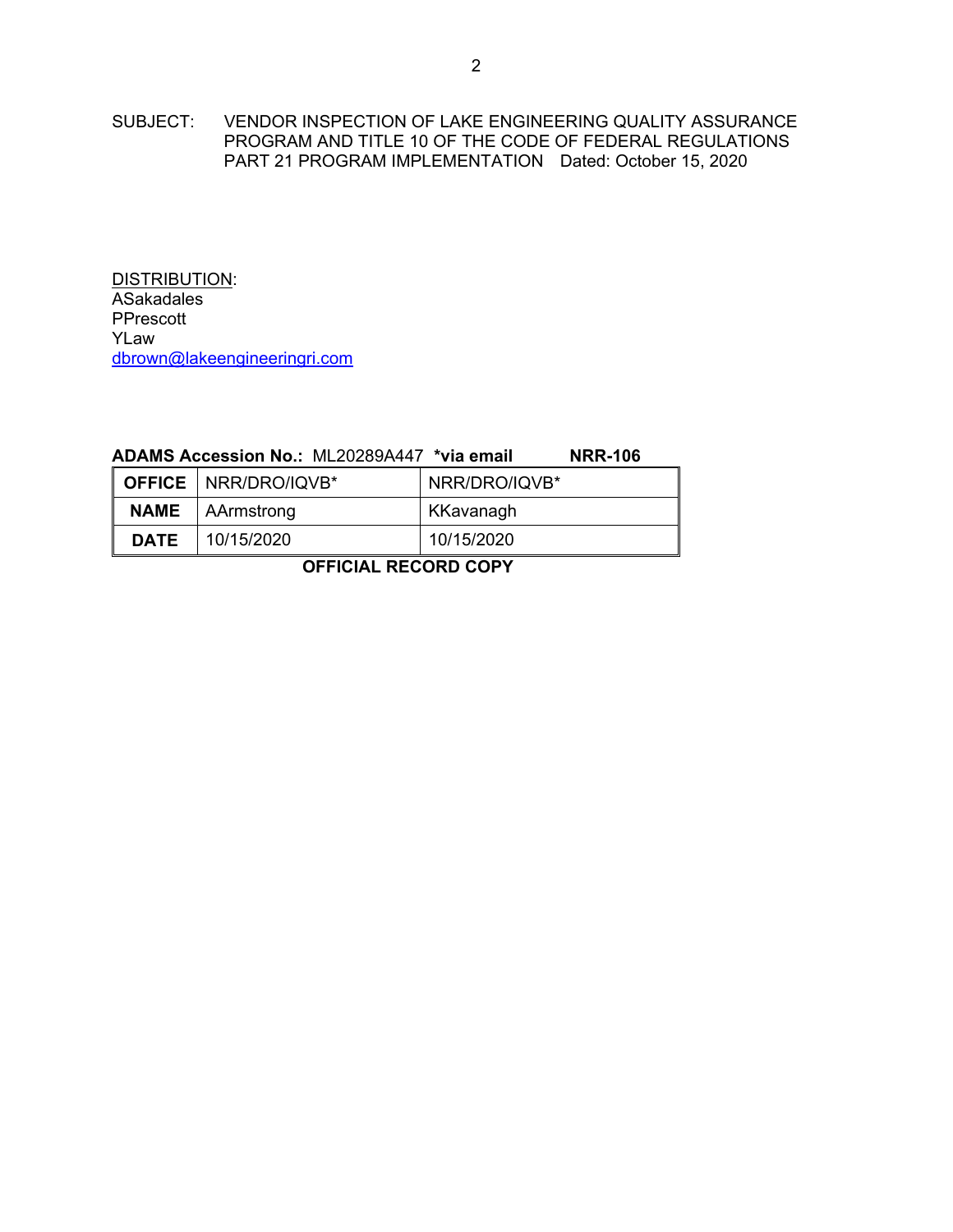SUBJECT: VENDOR INSPECTION OF LAKE ENGINEERING QUALITY ASSURANCE PROGRAM AND TITLE 10 OF THE CODE OF FEDERAL REGULATIONS PART 21 PROGRAM IMPLEMENTATION Dated: October 15, 2020

DISTRIBUTION:
ASakadales
PPrescott
YLaw
dbrown@lakeengineeringri.com

**ADAMS Accession No.:** ML20289A447 ***via email** **NRR-106**

| **OFFICE** | NRR/DRO/IQVB* | NRR/DRO/IQVB* |
|---|---|---|
| **NAME** | AArmstrong | KKavanagh |
| **DATE** | 10/15/2020 | 10/15/2020 |

**OFFICIAL RECORD COPY**